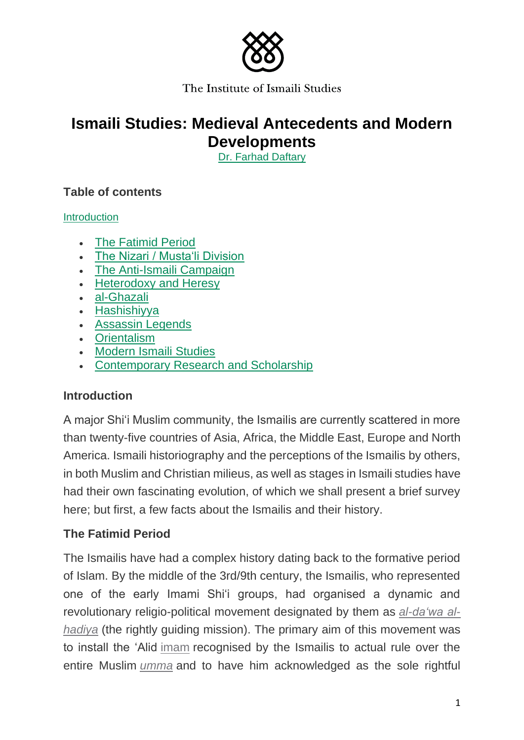The Institute of Ismaili Studies

# Ismaili Studies: Medieval Antecedents and Modern Developments

Dr. Farhad Daftary

### Table of contents

Introduction

- The Fatimid Period
- The Nizari / Musta'li Division
- The Anti-Ismaili Campaign
- Heterodoxy and Heresy
- al-Ghazali
- Hashishiyya
- Assassin Legends
- Orientalism
- Modern Ismaili Studies
- Contemporary Research and Scholarship

### Introduction

A major Shi'i Muslim community, the Ismailis are currently scattered in more than twenty-five countries of Asia, Africa, the Middle East, Europe and North America. Ismaili historiography and the perceptions of the Ismailis by others, in both Muslim and Christian milieus, as well as stages in Ismaili studies have had their own fascinating evolution, of which we shall present a brief survey here; but first, a few facts about the Ismailis and their history.

### The Fatimid Period

The Ismailis have had a complex history dating back to the formative period of Islam. By the middle of the 3rd/9th century, the Ismailis, who represented one of the early Imami Shi'i groups, had organised a dynamic and revolutionary religio-political movement designated by them as *al-da'wa al-hadiya* (the rightly guiding mission). The primary aim of this movement was to install the 'Alid imam recognised by the Ismailis to actual rule over the entire Muslim *umma* and to have him acknowledged as the sole rightful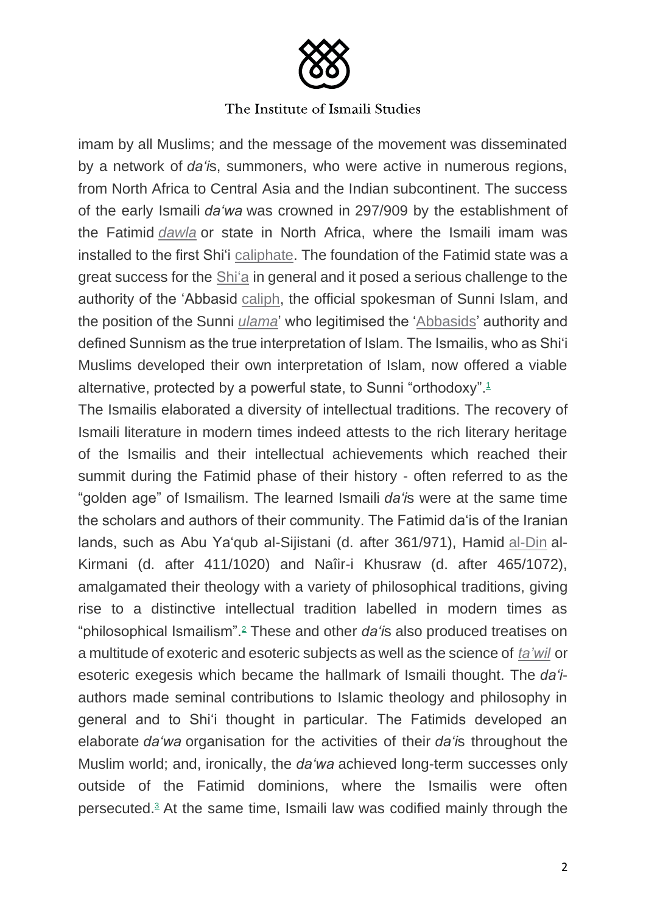imam by all Muslims; and the message of the movement was disseminated by a network of *da'i*s, summoners, who were active in numerous regions, from North Africa to Central Asia and the Indian subcontinent. The success of the early Ismaili *da'wa* was crowned in 297/909 by the establishment of the Fatimid *dawla* or state in North Africa, where the Ismaili imam was installed to the first Shi'i caliphate. The foundation of the Fatimid state was a great success for the Shi'a in general and it posed a serious challenge to the authority of the 'Abbasid caliph, the official spokesman of Sunni Islam, and the position of the Sunni *ulama*' who legitimised the 'Abbasids' authority and defined Sunnism as the true interpretation of Islam. The Ismailis, who as Shi'i Muslims developed their own interpretation of Islam, now offered a viable alternative, protected by a powerful state, to Sunni "orthodoxy".[1]

The Ismailis elaborated a diversity of intellectual traditions. The recovery of Ismaili literature in modern times indeed attests to the rich literary heritage of the Ismailis and their intellectual achievements which reached their summit during the Fatimid phase of their history - often referred to as the "golden age" of Ismailism. The learned Ismaili *da'i*s were at the same time the scholars and authors of their community. The Fatimid da'is of the Iranian lands, such as Abu Ya'qub al-Sijistani (d. after 361/971), Hamid al-Din al-Kirmani (d. after 411/1020) and Naîir-i Khusraw (d. after 465/1072), amalgamated their theology with a variety of philosophical traditions, giving rise to a distinctive intellectual tradition labelled in modern times as "philosophical Ismailism".[2] These and other *da'i*s also produced treatises on a multitude of exoteric and esoteric subjects as well as the science of *ta'wil* or esoteric exegesis which became the hallmark of Ismaili thought. The *da'i*-authors made seminal contributions to Islamic theology and philosophy in general and to Shi'i thought in particular. The Fatimids developed an elaborate *da'wa* organisation for the activities of their *da'i*s throughout the Muslim world; and, ironically, the *da'wa* achieved long-term successes only outside of the Fatimid dominions, where the Ismailis were often persecuted.[3] At the same time, Ismaili law was codified mainly through the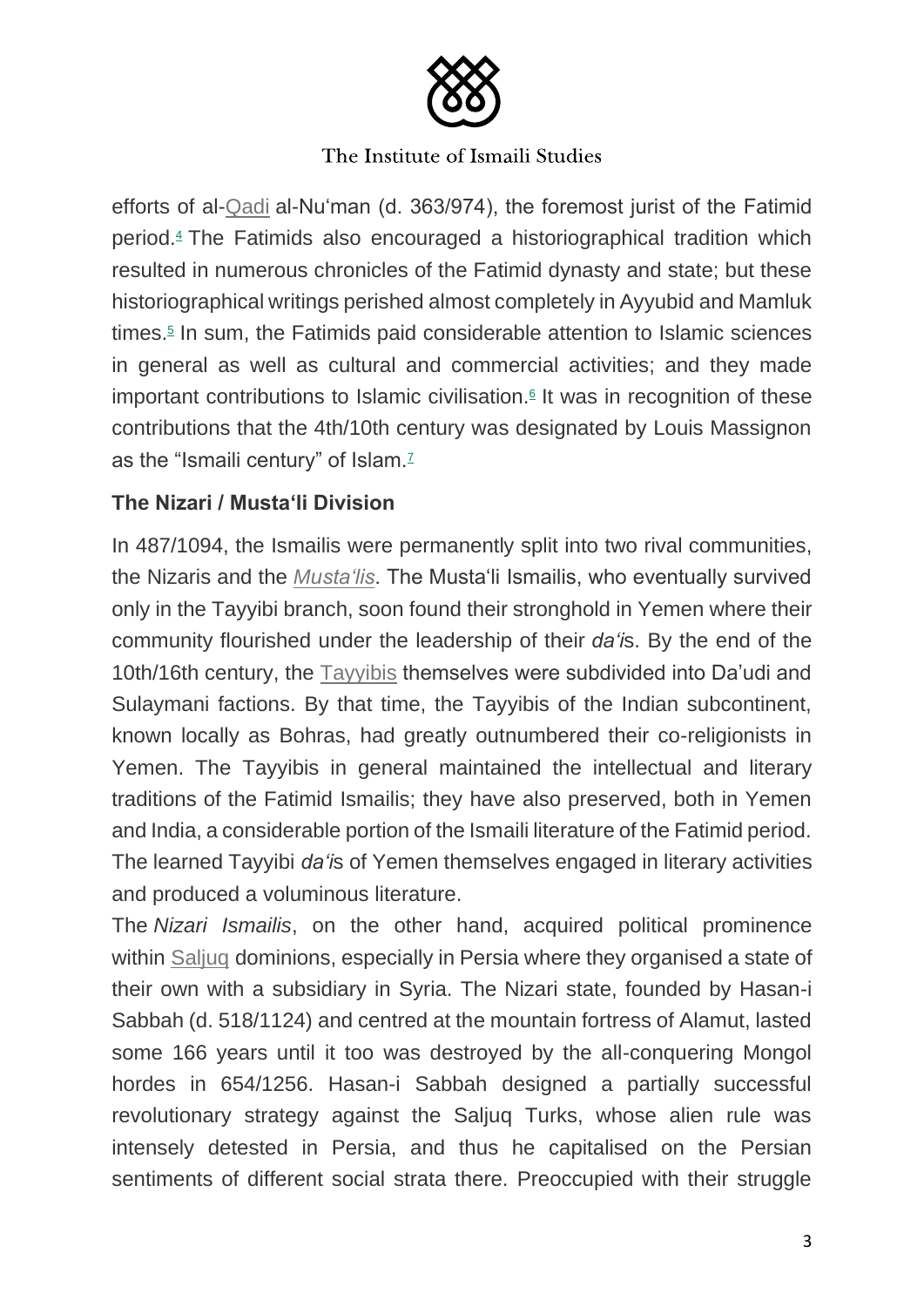efforts of al-Qadi al-Nu'man (d. 363/974), the foremost jurist of the Fatimid period.[4] The Fatimids also encouraged a historiographical tradition which resulted in numerous chronicles of the Fatimid dynasty and state; but these historiographical writings perished almost completely in Ayyubid and Mamluk times.[5] In sum, the Fatimids paid considerable attention to Islamic sciences in general as well as cultural and commercial activities; and they made important contributions to Islamic civilisation.[6] It was in recognition of these contributions that the 4th/10th century was designated by Louis Massignon as the "Ismaili century" of Islam.[7]

## The Nizari / Musta'li Division

In 487/1094, the Ismailis were permanently split into two rival communities, the Nizaris and the *Musta'lis*. The Musta'li Ismailis, who eventually survived only in the Tayyibi branch, soon found their stronghold in Yemen where their community flourished under the leadership of their *da'i*s. By the end of the 10th/16th century, the Tayyibis themselves were subdivided into Da'udi and Sulaymani factions. By that time, the Tayyibis of the Indian subcontinent, known locally as Bohras, had greatly outnumbered their co-religionists in Yemen. The Tayyibis in general maintained the intellectual and literary traditions of the Fatimid Ismailis; they have also preserved, both in Yemen and India, a considerable portion of the Ismaili literature of the Fatimid period. The learned Tayyibi *da'i*s of Yemen themselves engaged in literary activities and produced a voluminous literature.

The *Nizari Ismailis*, on the other hand, acquired political prominence within Saljuq dominions, especially in Persia where they organised a state of their own with a subsidiary in Syria. The Nizari state, founded by Hasan-i Sabbah (d. 518/1124) and centred at the mountain fortress of Alamut, lasted some 166 years until it too was destroyed by the all-conquering Mongol hordes in 654/1256. Hasan-i Sabbah designed a partially successful revolutionary strategy against the Saljuq Turks, whose alien rule was intensely detested in Persia, and thus he capitalised on the Persian sentiments of different social strata there. Preoccupied with their struggle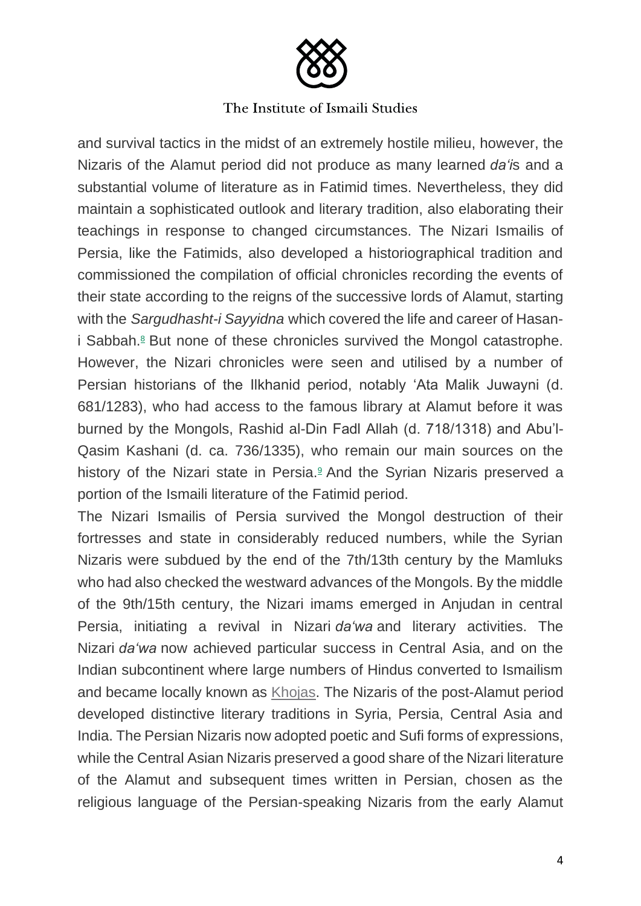and survival tactics in the midst of an extremely hostile milieu, however, the Nizaris of the Alamut period did not produce as many learned *da'i*s and a substantial volume of literature as in Fatimid times. Nevertheless, they did maintain a sophisticated outlook and literary tradition, also elaborating their teachings in response to changed circumstances. The Nizari Ismailis of Persia, like the Fatimids, also developed a historiographical tradition and commissioned the compilation of official chronicles recording the events of their state according to the reigns of the successive lords of Alamut, starting with the *Sargudhasht-i Sayyidna* which covered the life and career of Hasan-i Sabbah.[8] But none of these chronicles survived the Mongol catastrophe. However, the Nizari chronicles were seen and utilised by a number of Persian historians of the Ilkhanid period, notably 'Ata Malik Juwayni (d. 681/1283), who had access to the famous library at Alamut before it was burned by the Mongols, Rashid al-Din Fadl Allah (d. 718/1318) and Abu'l-Qasim Kashani (d. ca. 736/1335), who remain our main sources on the history of the Nizari state in Persia.[9] And the Syrian Nizaris preserved a portion of the Ismaili literature of the Fatimid period.

The Nizari Ismailis of Persia survived the Mongol destruction of their fortresses and state in considerably reduced numbers, while the Syrian Nizaris were subdued by the end of the 7th/13th century by the Mamluks who had also checked the westward advances of the Mongols. By the middle of the 9th/15th century, the Nizari imams emerged in Anjudan in central Persia, initiating a revival in Nizari *da'wa* and literary activities. The Nizari *da'wa* now achieved particular success in Central Asia, and on the Indian subcontinent where large numbers of Hindus converted to Ismailism and became locally known as Khojas. The Nizaris of the post-Alamut period developed distinctive literary traditions in Syria, Persia, Central Asia and India. The Persian Nizaris now adopted poetic and Sufi forms of expressions, while the Central Asian Nizaris preserved a good share of the Nizari literature of the Alamut and subsequent times written in Persian, chosen as the religious language of the Persian-speaking Nizaris from the early Alamut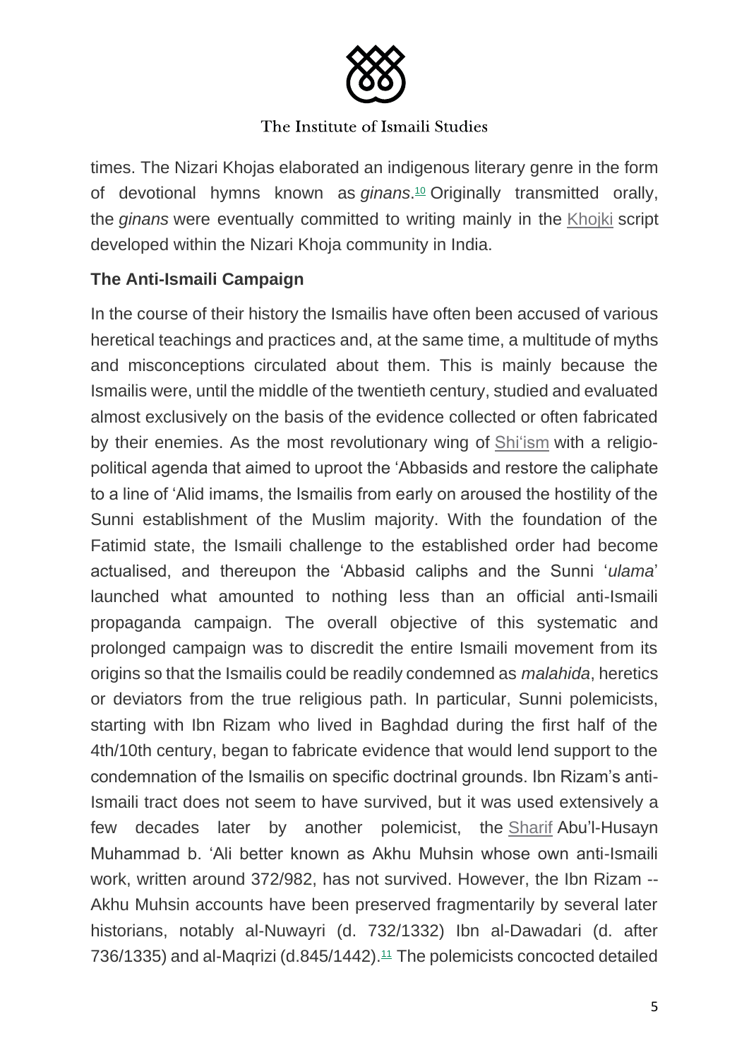times. The Nizari Khojas elaborated an indigenous literary genre in the form of devotional hymns known as *ginans*.[10] Originally transmitted orally, the *ginans* were eventually committed to writing mainly in the Khojki script developed within the Nizari Khoja community in India.

## The Anti-Ismaili Campaign

In the course of their history the Ismailis have often been accused of various heretical teachings and practices and, at the same time, a multitude of myths and misconceptions circulated about them. This is mainly because the Ismailis were, until the middle of the twentieth century, studied and evaluated almost exclusively on the basis of the evidence collected or often fabricated by their enemies. As the most revolutionary wing of Shiʻism with a religio-political agenda that aimed to uproot the ʻAbbasids and restore the caliphate to a line of ʻAlid imams, the Ismailis from early on aroused the hostility of the Sunni establishment of the Muslim majority. With the foundation of the Fatimid state, the Ismaili challenge to the established order had become actualised, and thereupon the ʻAbbasid caliphs and the Sunni ʻ*ulama*ʼ launched what amounted to nothing less than an official anti-Ismaili propaganda campaign. The overall objective of this systematic and prolonged campaign was to discredit the entire Ismaili movement from its origins so that the Ismailis could be readily condemned as *malahida*, heretics or deviators from the true religious path. In particular, Sunni polemicists, starting with Ibn Rizam who lived in Baghdad during the first half of the 4th/10th century, began to fabricate evidence that would lend support to the condemnation of the Ismailis on specific doctrinal grounds. Ibn Rizam's anti-Ismaili tract does not seem to have survived, but it was used extensively a few decades later by another polemicist, the Sharif Abu'l-Husayn Muhammad b. ʻAli better known as Akhu Muhsin whose own anti-Ismaili work, written around 372/982, has not survived. However, the Ibn Rizam -- Akhu Muhsin accounts have been preserved fragmentarily by several later historians, notably al-Nuwayri (d. 732/1332) Ibn al-Dawadari (d. after 736/1335) and al-Maqrizi (d.845/1442).[11] The polemicists concocted detailed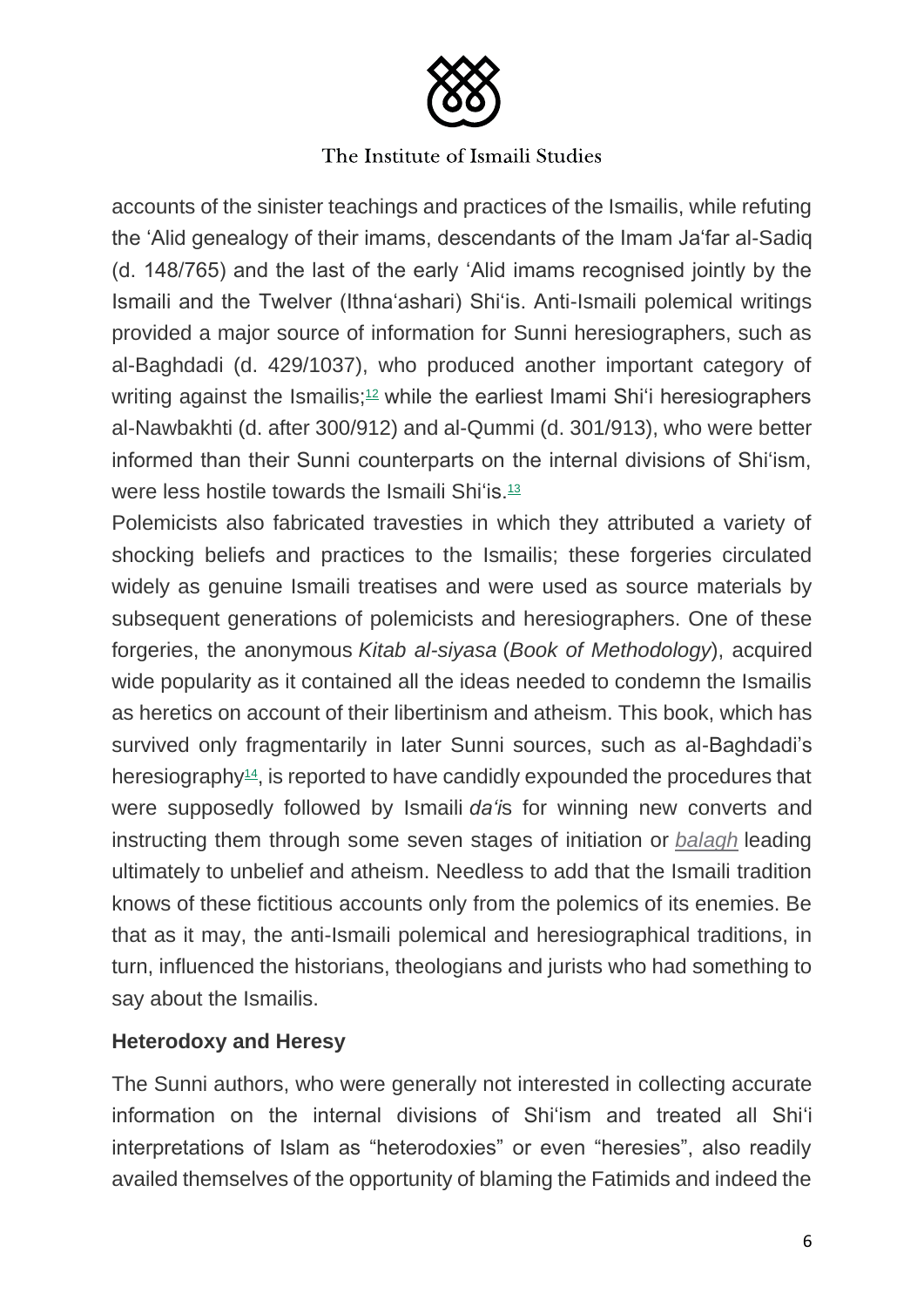accounts of the sinister teachings and practices of the Ismailis, while refuting the ʿAlid genealogy of their imams, descendants of the Imam Jaʿfar al-Sadiq (d. 148/765) and the last of the early ʿAlid imams recognised jointly by the Ismaili and the Twelver (Ithnaʿashari) Shiʿis. Anti-Ismaili polemical writings provided a major source of information for Sunni heresiographers, such as al-Baghdadi (d. 429/1037), who produced another important category of writing against the Ismailis;[12] while the earliest Imami Shiʿi heresiographers al-Nawbakhti (d. after 300/912) and al-Qummi (d. 301/913), who were better informed than their Sunni counterparts on the internal divisions of Shiʿism, were less hostile towards the Ismaili Shiʿis.[13]

Polemicists also fabricated travesties in which they attributed a variety of shocking beliefs and practices to the Ismailis; these forgeries circulated widely as genuine Ismaili treatises and were used as source materials by subsequent generations of polemicists and heresiographers. One of these forgeries, the anonymous *Kitab al-siyasa* (*Book of Methodology*), acquired wide popularity as it contained all the ideas needed to condemn the Ismailis as heretics on account of their libertinism and atheism. This book, which has survived only fragmentarily in later Sunni sources, such as al-Baghdadi's heresiography[14], is reported to have candidly expounded the procedures that were supposedly followed by Ismaili *daʿi*s for winning new converts and instructing them through some seven stages of initiation or *balagh* leading ultimately to unbelief and atheism. Needless to add that the Ismaili tradition knows of these fictitious accounts only from the polemics of its enemies. Be that as it may, the anti-Ismaili polemical and heresiographical traditions, in turn, influenced the historians, theologians and jurists who had something to say about the Ismailis.

### Heterodoxy and Heresy

The Sunni authors, who were generally not interested in collecting accurate information on the internal divisions of Shiʿism and treated all Shiʿi interpretations of Islam as "heterodoxies" or even "heresies", also readily availed themselves of the opportunity of blaming the Fatimids and indeed the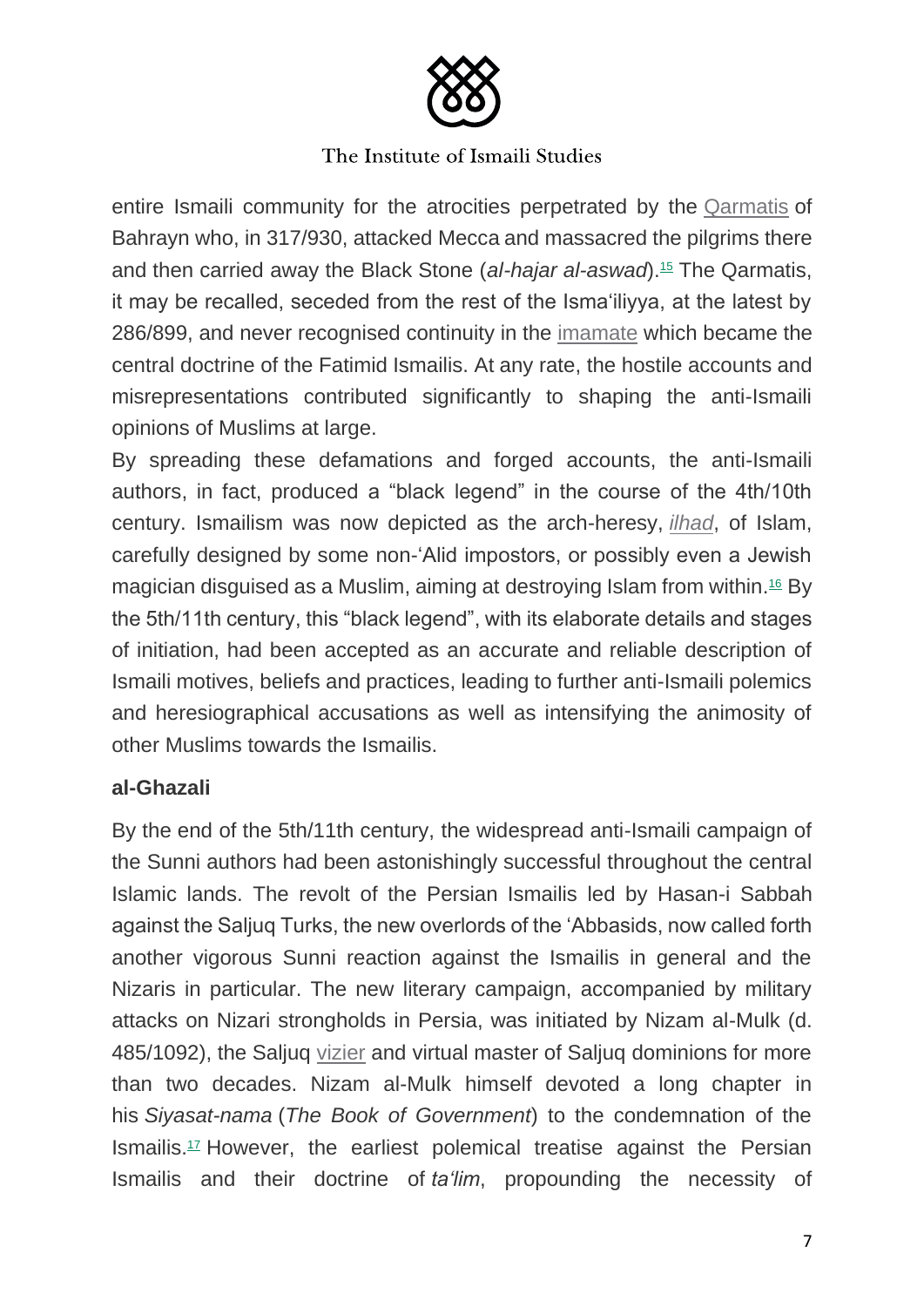entire Ismaili community for the atrocities perpetrated by the Qarmatis of Bahrayn who, in 317/930, attacked Mecca and massacred the pilgrims there and then carried away the Black Stone (*al-hajar al-aswad*).[15] The Qarmatis, it may be recalled, seceded from the rest of the Isma'iliyya, at the latest by 286/899, and never recognised continuity in the imamate which became the central doctrine of the Fatimid Ismailis. At any rate, the hostile accounts and misrepresentations contributed significantly to shaping the anti-Ismaili opinions of Muslims at large.

By spreading these defamations and forged accounts, the anti-Ismaili authors, in fact, produced a "black legend" in the course of the 4th/10th century. Ismailism was now depicted as the arch-heresy, *ilhad*, of Islam, carefully designed by some non-'Alid impostors, or possibly even a Jewish magician disguised as a Muslim, aiming at destroying Islam from within.[16] By the 5th/11th century, this "black legend", with its elaborate details and stages of initiation, had been accepted as an accurate and reliable description of Ismaili motives, beliefs and practices, leading to further anti-Ismaili polemics and heresiographical accusations as well as intensifying the animosity of other Muslims towards the Ismailis.

**al-Ghazali**

By the end of the 5th/11th century, the widespread anti-Ismaili campaign of the Sunni authors had been astonishingly successful throughout the central Islamic lands. The revolt of the Persian Ismailis led by Hasan-i Sabbah against the Saljuq Turks, the new overlords of the 'Abbasids, now called forth another vigorous Sunni reaction against the Ismailis in general and the Nizaris in particular. The new literary campaign, accompanied by military attacks on Nizari strongholds in Persia, was initiated by Nizam al-Mulk (d. 485/1092), the Saljuq vizier and virtual master of Saljuq dominions for more than two decades. Nizam al-Mulk himself devoted a long chapter in his *Siyasat-nama* (*The Book of Government*) to the condemnation of the Ismailis.[17] However, the earliest polemical treatise against the Persian Ismailis and their doctrine of *ta'lim*, propounding the necessity of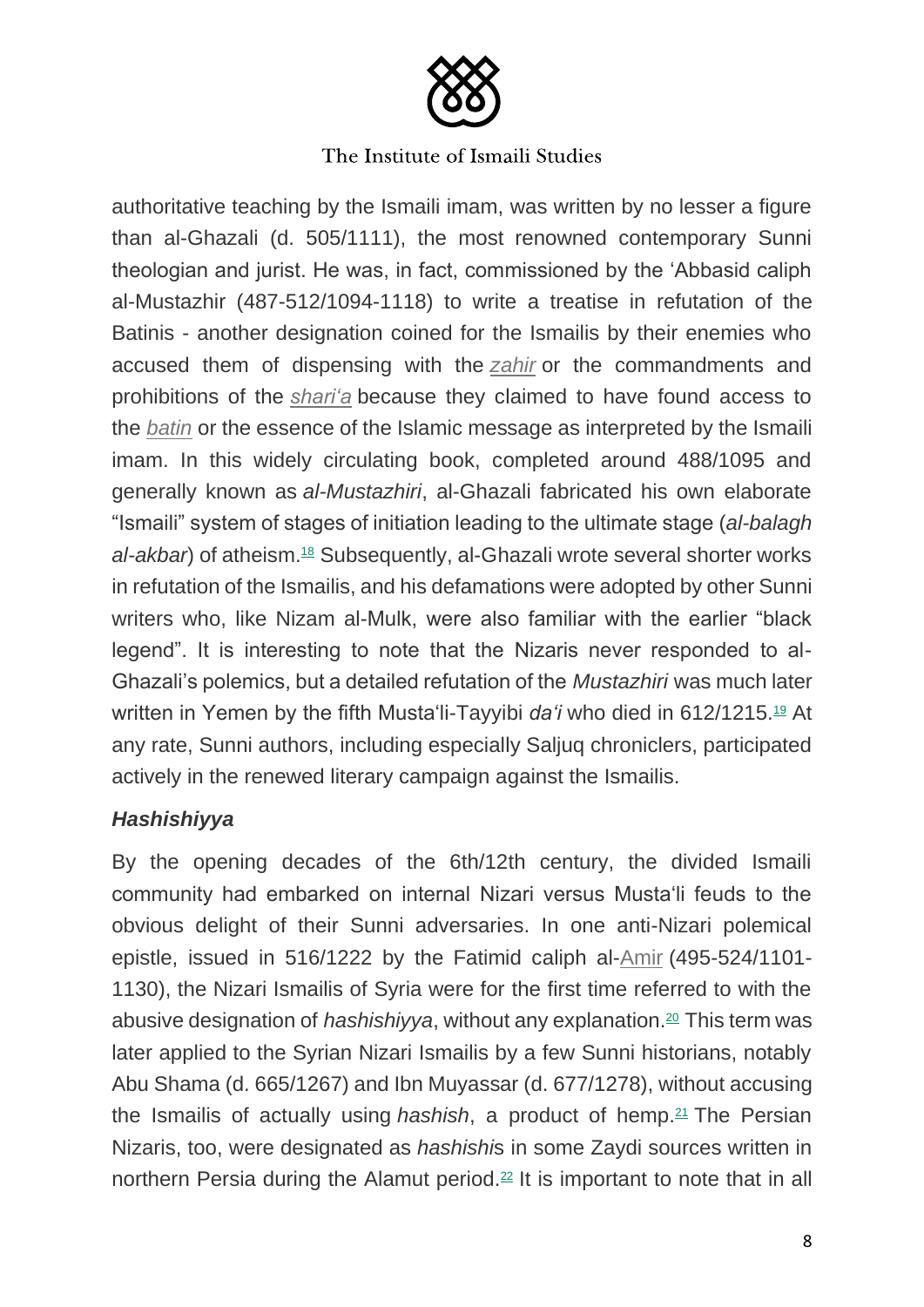authoritative teaching by the Ismaili imam, was written by no lesser a figure than al-Ghazali (d. 505/1111), the most renowned contemporary Sunni theologian and jurist. He was, in fact, commissioned by the ʿAbbasid caliph al-Mustazhir (487-512/1094-1118) to write a treatise in refutation of the Batinis - another designation coined for the Ismailis by their enemies who accused them of dispensing with the *zahir* or the commandments and prohibitions of the *shariʿa* because they claimed to have found access to the *batin* or the essence of the Islamic message as interpreted by the Ismaili imam. In this widely circulating book, completed around 488/1095 and generally known as *al-Mustazhiri*, al-Ghazali fabricated his own elaborate "Ismaili" system of stages of initiation leading to the ultimate stage (*al-balagh al-akbar*) of atheism.[18] Subsequently, al-Ghazali wrote several shorter works in refutation of the Ismailis, and his defamations were adopted by other Sunni writers who, like Nizam al-Mulk, were also familiar with the earlier "black legend". It is interesting to note that the Nizaris never responded to al-Ghazali's polemics, but a detailed refutation of the *Mustazhiri* was much later written in Yemen by the fifth Mustaʿli-Tayyibi *daʿi* who died in 612/1215.[19] At any rate, Sunni authors, including especially Saljuq chroniclers, participated actively in the renewed literary campaign against the Ismailis.

### *Hashishiyya*

By the opening decades of the 6th/12th century, the divided Ismaili community had embarked on internal Nizari versus Mustaʿli feuds to the obvious delight of their Sunni adversaries. In one anti-Nizari polemical epistle, issued in 516/1222 by the Fatimid caliph al-Amir (495-524/1101-1130), the Nizari Ismailis of Syria were for the first time referred to with the abusive designation of *hashishiyya*, without any explanation.[20] This term was later applied to the Syrian Nizari Ismailis by a few Sunni historians, notably Abu Shama (d. 665/1267) and Ibn Muyassar (d. 677/1278), without accusing the Ismailis of actually using *hashish*, a product of hemp.[21] The Persian Nizaris, too, were designated as *hashishi*s in some Zaydi sources written in northern Persia during the Alamut period.[22] It is important to note that in all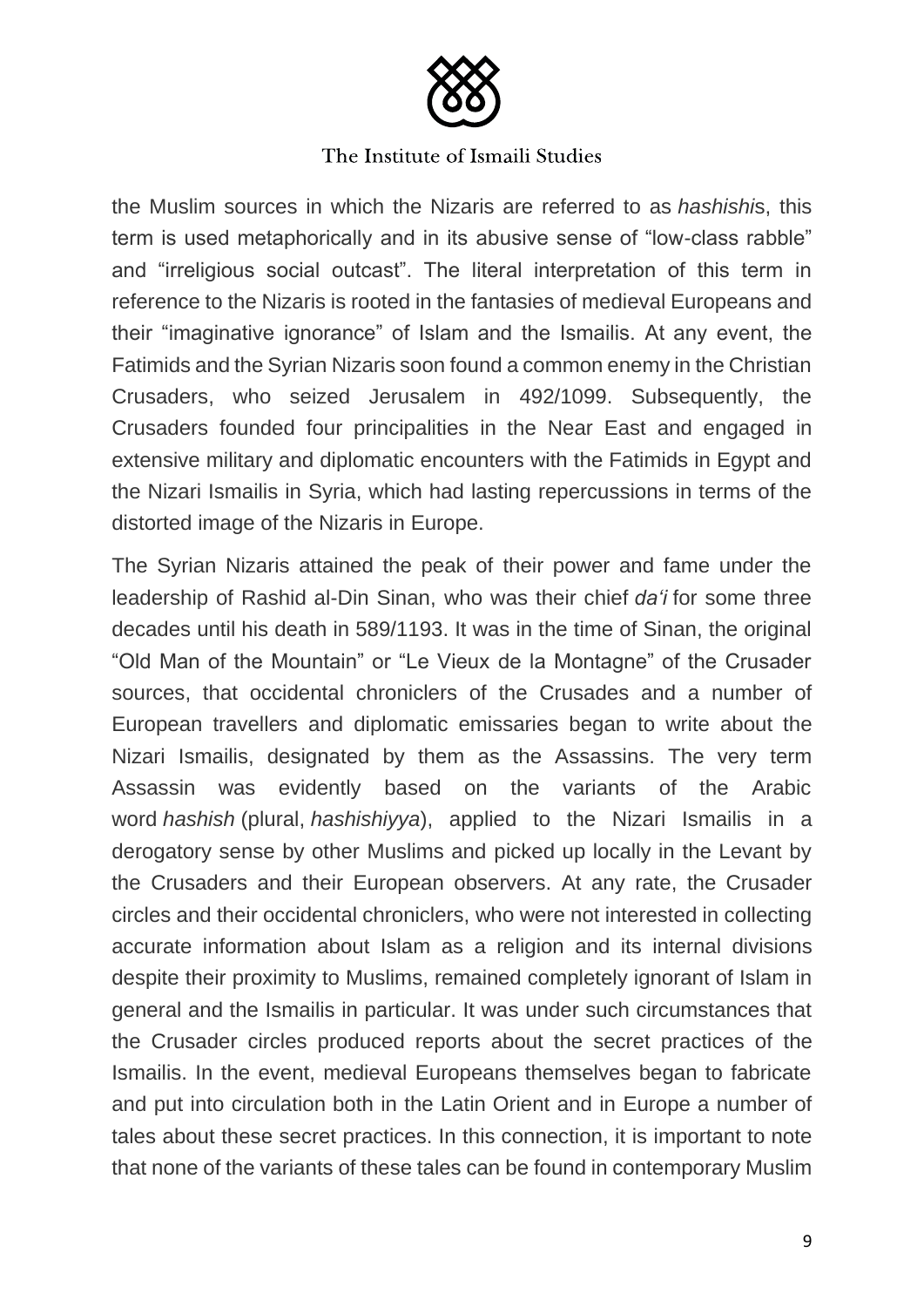the Muslim sources in which the Nizaris are referred to as *hashishi*s, this term is used metaphorically and in its abusive sense of "low-class rabble" and "irreligious social outcast". The literal interpretation of this term in reference to the Nizaris is rooted in the fantasies of medieval Europeans and their "imaginative ignorance" of Islam and the Ismailis. At any event, the Fatimids and the Syrian Nizaris soon found a common enemy in the Christian Crusaders, who seized Jerusalem in 492/1099. Subsequently, the Crusaders founded four principalities in the Near East and engaged in extensive military and diplomatic encounters with the Fatimids in Egypt and the Nizari Ismailis in Syria, which had lasting repercussions in terms of the distorted image of the Nizaris in Europe.

The Syrian Nizaris attained the peak of their power and fame under the leadership of Rashid al-Din Sinan, who was their chief *da'i* for some three decades until his death in 589/1193. It was in the time of Sinan, the original "Old Man of the Mountain" or "Le Vieux de la Montagne" of the Crusader sources, that occidental chroniclers of the Crusades and a number of European travellers and diplomatic emissaries began to write about the Nizari Ismailis, designated by them as the Assassins. The very term Assassin was evidently based on the variants of the Arabic word *hashish* (plural, *hashishiyya*), applied to the Nizari Ismailis in a derogatory sense by other Muslims and picked up locally in the Levant by the Crusaders and their European observers. At any rate, the Crusader circles and their occidental chroniclers, who were not interested in collecting accurate information about Islam as a religion and its internal divisions despite their proximity to Muslims, remained completely ignorant of Islam in general and the Ismailis in particular. It was under such circumstances that the Crusader circles produced reports about the secret practices of the Ismailis. In the event, medieval Europeans themselves began to fabricate and put into circulation both in the Latin Orient and in Europe a number of tales about these secret practices. In this connection, it is important to note that none of the variants of these tales can be found in contemporary Muslim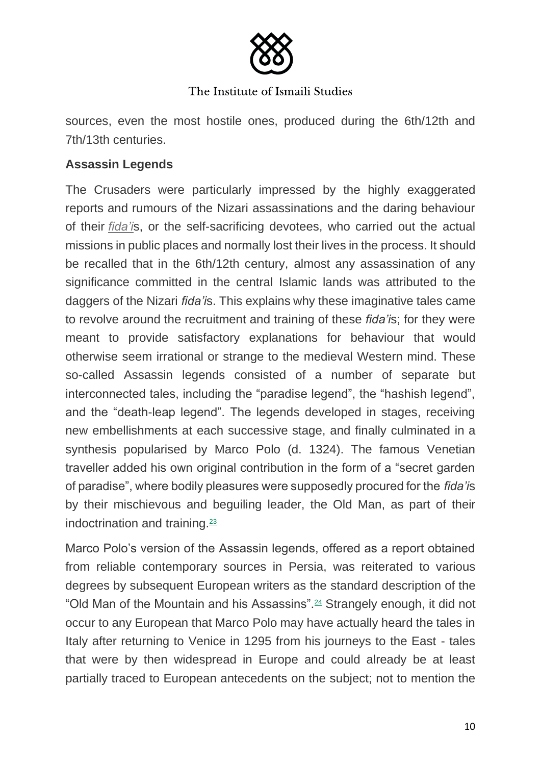sources, even the most hostile ones, produced during the 6th/12th and 7th/13th centuries.

**Assassin Legends**

The Crusaders were particularly impressed by the highly exaggerated reports and rumours of the Nizari assassinations and the daring behaviour of their *fida'i*s, or the self-sacrificing devotees, who carried out the actual missions in public places and normally lost their lives in the process. It should be recalled that in the 6th/12th century, almost any assassination of any significance committed in the central Islamic lands was attributed to the daggers of the Nizari *fida'i*s. This explains why these imaginative tales came to revolve around the recruitment and training of these *fida'i*s; for they were meant to provide satisfactory explanations for behaviour that would otherwise seem irrational or strange to the medieval Western mind. These so-called Assassin legends consisted of a number of separate but interconnected tales, including the "paradise legend", the "hashish legend", and the "death-leap legend". The legends developed in stages, receiving new embellishments at each successive stage, and finally culminated in a synthesis popularised by Marco Polo (d. 1324). The famous Venetian traveller added his own original contribution in the form of a "secret garden of paradise", where bodily pleasures were supposedly procured for the *fida'i*s by their mischievous and beguiling leader, the Old Man, as part of their indoctrination and training.[23]

Marco Polo's version of the Assassin legends, offered as a report obtained from reliable contemporary sources in Persia, was reiterated to various degrees by subsequent European writers as the standard description of the "Old Man of the Mountain and his Assassins".[24] Strangely enough, it did not occur to any European that Marco Polo may have actually heard the tales in Italy after returning to Venice in 1295 from his journeys to the East - tales that were by then widespread in Europe and could already be at least partially traced to European antecedents on the subject; not to mention the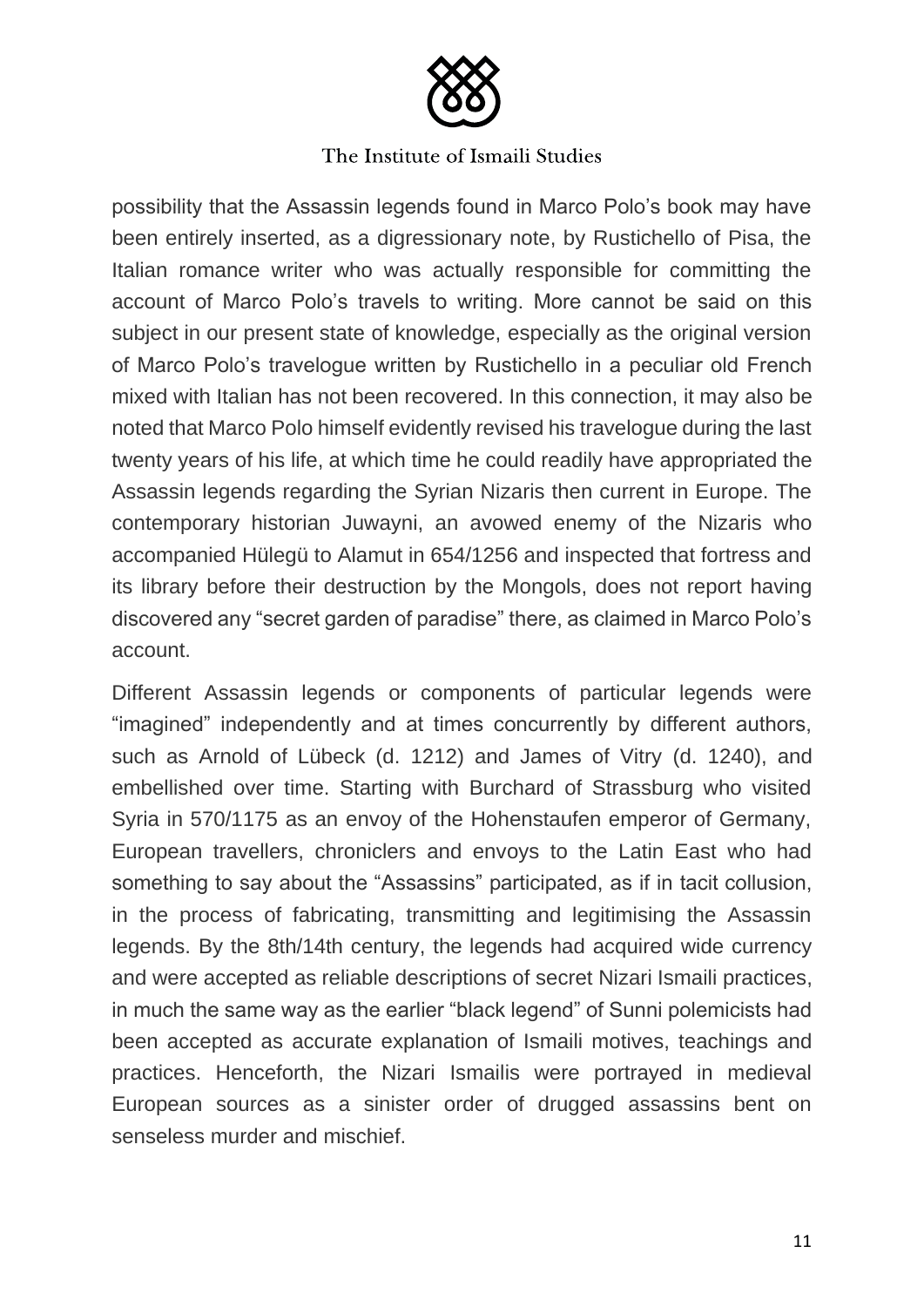possibility that the Assassin legends found in Marco Polo's book may have been entirely inserted, as a digressionary note, by Rustichello of Pisa, the Italian romance writer who was actually responsible for committing the account of Marco Polo's travels to writing. More cannot be said on this subject in our present state of knowledge, especially as the original version of Marco Polo's travelogue written by Rustichello in a peculiar old French mixed with Italian has not been recovered. In this connection, it may also be noted that Marco Polo himself evidently revised his travelogue during the last twenty years of his life, at which time he could readily have appropriated the Assassin legends regarding the Syrian Nizaris then current in Europe. The contemporary historian Juwayni, an avowed enemy of the Nizaris who accompanied Hülegü to Alamut in 654/1256 and inspected that fortress and its library before their destruction by the Mongols, does not report having discovered any "secret garden of paradise" there, as claimed in Marco Polo's account.

Different Assassin legends or components of particular legends were "imagined" independently and at times concurrently by different authors, such as Arnold of Lübeck (d. 1212) and James of Vitry (d. 1240), and embellished over time. Starting with Burchard of Strassburg who visited Syria in 570/1175 as an envoy of the Hohenstaufen emperor of Germany, European travellers, chroniclers and envoys to the Latin East who had something to say about the "Assassins" participated, as if in tacit collusion, in the process of fabricating, transmitting and legitimising the Assassin legends. By the 8th/14th century, the legends had acquired wide currency and were accepted as reliable descriptions of secret Nizari Ismaili practices, in much the same way as the earlier "black legend" of Sunni polemicists had been accepted as accurate explanation of Ismaili motives, teachings and practices. Henceforth, the Nizari Ismailis were portrayed in medieval European sources as a sinister order of drugged assassins bent on senseless murder and mischief.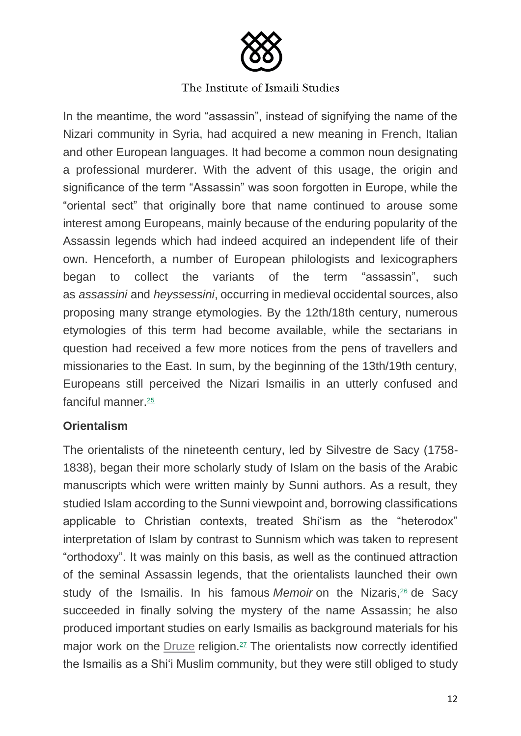In the meantime, the word "assassin", instead of signifying the name of the Nizari community in Syria, had acquired a new meaning in French, Italian and other European languages. It had become a common noun designating a professional murderer. With the advent of this usage, the origin and significance of the term "Assassin" was soon forgotten in Europe, while the "oriental sect" that originally bore that name continued to arouse some interest among Europeans, mainly because of the enduring popularity of the Assassin legends which had indeed acquired an independent life of their own. Henceforth, a number of European philologists and lexicographers began to collect the variants of the term "assassin", such as *assassini* and *heyssessini*, occurring in medieval occidental sources, also proposing many strange etymologies. By the 12th/18th century, numerous etymologies of this term had become available, while the sectarians in question had received a few more notices from the pens of travellers and missionaries to the East. In sum, by the beginning of the 13th/19th century, Europeans still perceived the Nizari Ismailis in an utterly confused and fanciful manner.[25]

## Orientalism

The orientalists of the nineteenth century, led by Silvestre de Sacy (1758-1838), began their more scholarly study of Islam on the basis of the Arabic manuscripts which were written mainly by Sunni authors. As a result, they studied Islam according to the Sunni viewpoint and, borrowing classifications applicable to Christian contexts, treated Shi'ism as the "heterodox" interpretation of Islam by contrast to Sunnism which was taken to represent "orthodoxy". It was mainly on this basis, as well as the continued attraction of the seminal Assassin legends, that the orientalists launched their own study of the Ismailis. In his famous *Memoir* on the Nizaris,[26] de Sacy succeeded in finally solving the mystery of the name Assassin; he also produced important studies on early Ismailis as background materials for his major work on the Druze religion.[27] The orientalists now correctly identified the Ismailis as a Shi'i Muslim community, but they were still obliged to study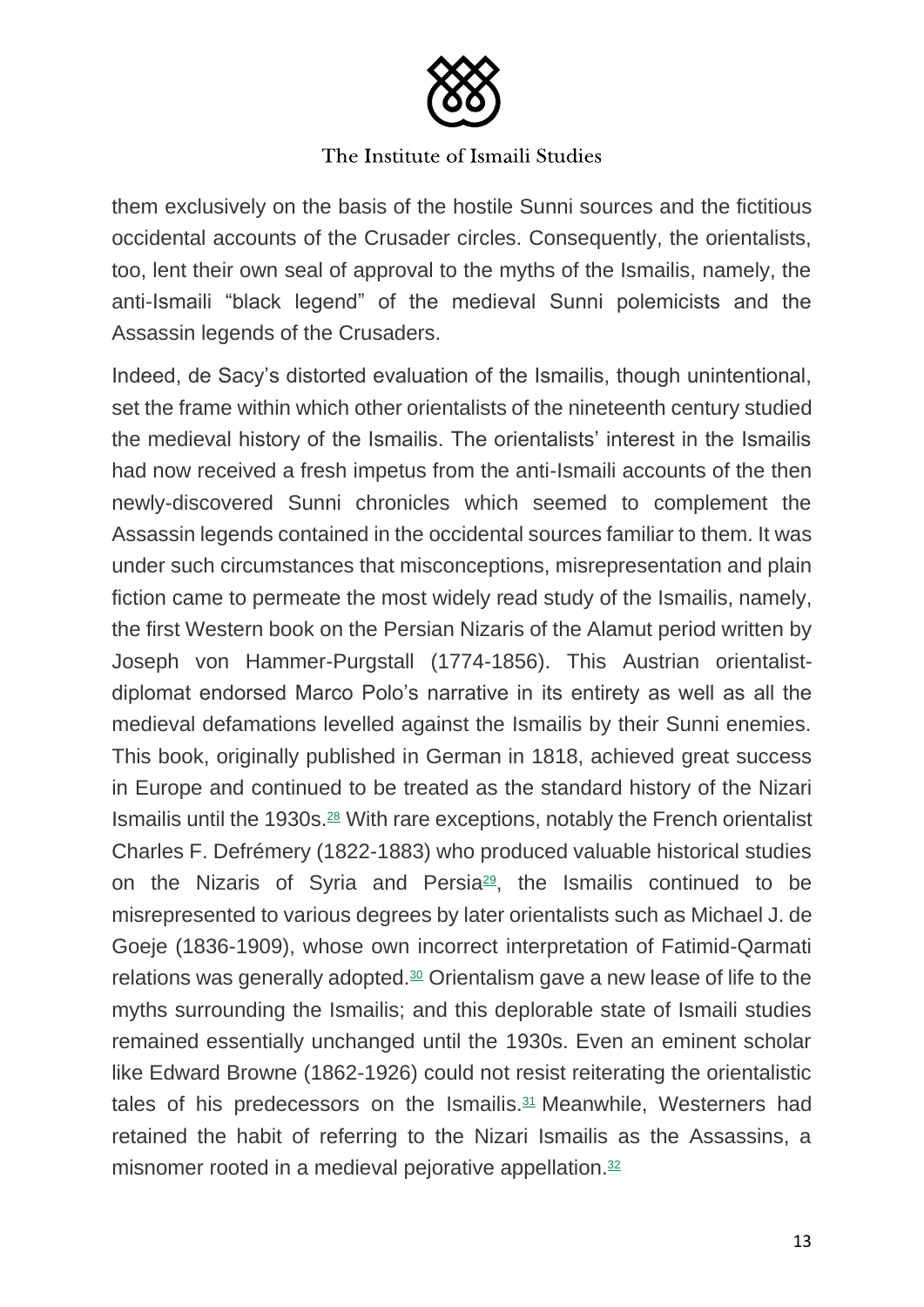them exclusively on the basis of the hostile Sunni sources and the fictitious occidental accounts of the Crusader circles. Consequently, the orientalists, too, lent their own seal of approval to the myths of the Ismailis, namely, the anti-Ismaili "black legend" of the medieval Sunni polemicists and the Assassin legends of the Crusaders.

Indeed, de Sacy's distorted evaluation of the Ismailis, though unintentional, set the frame within which other orientalists of the nineteenth century studied the medieval history of the Ismailis. The orientalists' interest in the Ismailis had now received a fresh impetus from the anti-Ismaili accounts of the then newly-discovered Sunni chronicles which seemed to complement the Assassin legends contained in the occidental sources familiar to them. It was under such circumstances that misconceptions, misrepresentation and plain fiction came to permeate the most widely read study of the Ismailis, namely, the first Western book on the Persian Nizaris of the Alamut period written by Joseph von Hammer-Purgstall (1774-1856). This Austrian orientalist-diplomat endorsed Marco Polo's narrative in its entirety as well as all the medieval defamations levelled against the Ismailis by their Sunni enemies. This book, originally published in German in 1818, achieved great success in Europe and continued to be treated as the standard history of the Nizari Ismailis until the 1930s.[28] With rare exceptions, notably the French orientalist Charles F. Defrémery (1822-1883) who produced valuable historical studies on the Nizaris of Syria and Persia[29], the Ismailis continued to be misrepresented to various degrees by later orientalists such as Michael J. de Goeje (1836-1909), whose own incorrect interpretation of Fatimid-Qarmati relations was generally adopted.[30] Orientalism gave a new lease of life to the myths surrounding the Ismailis; and this deplorable state of Ismaili studies remained essentially unchanged until the 1930s. Even an eminent scholar like Edward Browne (1862-1926) could not resist reiterating the orientalistic tales of his predecessors on the Ismailis.[31] Meanwhile, Westerners had retained the habit of referring to the Nizari Ismailis as the Assassins, a misnomer rooted in a medieval pejorative appellation.[32]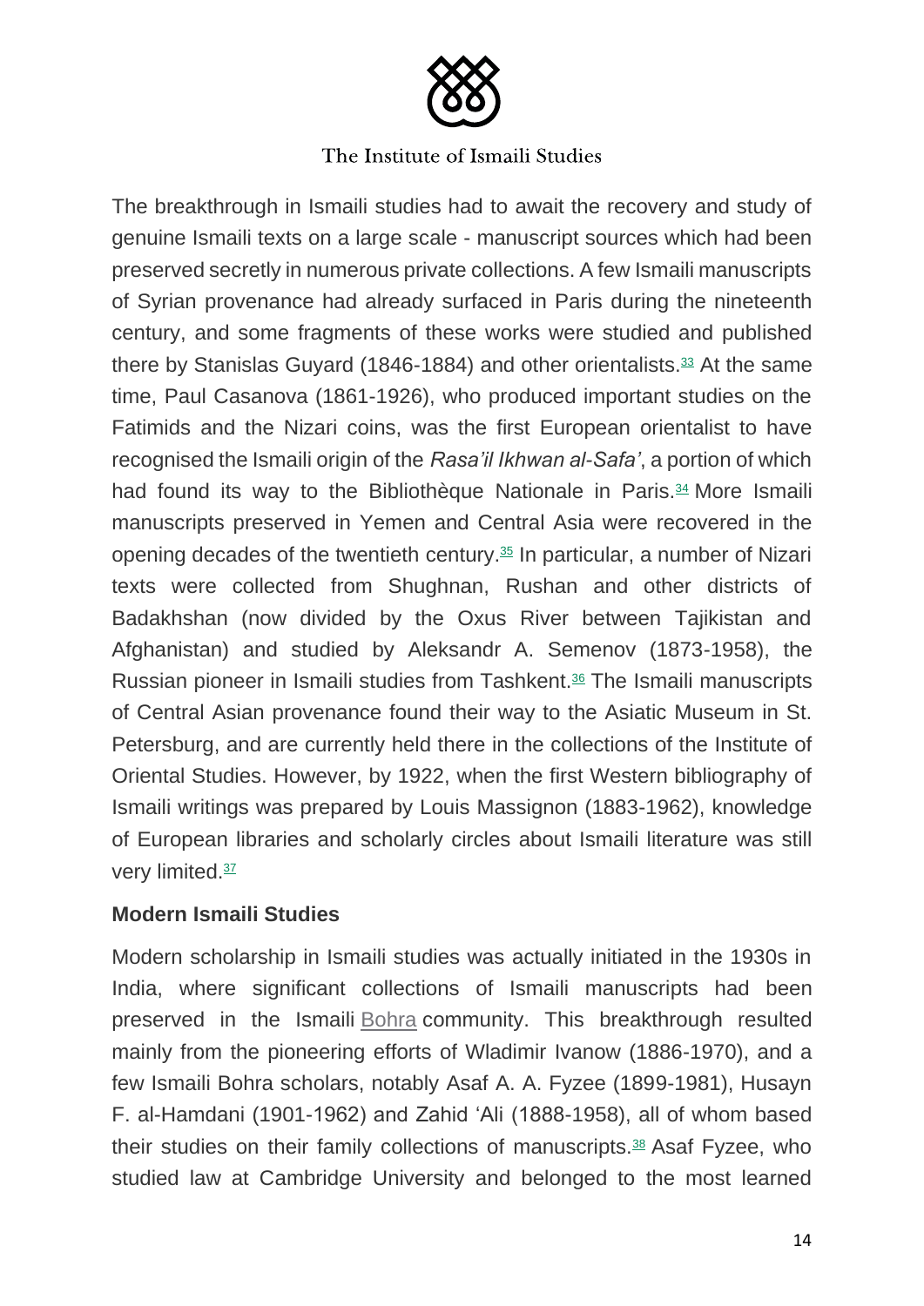The breakthrough in Ismaili studies had to await the recovery and study of genuine Ismaili texts on a large scale - manuscript sources which had been preserved secretly in numerous private collections. A few Ismaili manuscripts of Syrian provenance had already surfaced in Paris during the nineteenth century, and some fragments of these works were studied and published there by Stanislas Guyard (1846-1884) and other orientalists.[33] At the same time, Paul Casanova (1861-1926), who produced important studies on the Fatimids and the Nizari coins, was the first European orientalist to have recognised the Ismaili origin of the *Rasa'il Ikhwan al-Safa'*, a portion of which had found its way to the Bibliothèque Nationale in Paris.[34] More Ismaili manuscripts preserved in Yemen and Central Asia were recovered in the opening decades of the twentieth century.[35] In particular, a number of Nizari texts were collected from Shughnan, Rushan and other districts of Badakhshan (now divided by the Oxus River between Tajikistan and Afghanistan) and studied by Aleksandr A. Semenov (1873-1958), the Russian pioneer in Ismaili studies from Tashkent.[36] The Ismaili manuscripts of Central Asian provenance found their way to the Asiatic Museum in St. Petersburg, and are currently held there in the collections of the Institute of Oriental Studies. However, by 1922, when the first Western bibliography of Ismaili writings was prepared by Louis Massignon (1883-1962), knowledge of European libraries and scholarly circles about Ismaili literature was still very limited.[37]

**Modern Ismaili Studies**

Modern scholarship in Ismaili studies was actually initiated in the 1930s in India, where significant collections of Ismaili manuscripts had been preserved in the Ismaili Bohra community. This breakthrough resulted mainly from the pioneering efforts of Wladimir Ivanow (1886-1970), and a few Ismaili Bohra scholars, notably Asaf A. A. Fyzee (1899-1981), Husayn F. al-Hamdani (1901-1962) and Zahid 'Ali (1888-1958), all of whom based their studies on their family collections of manuscripts.[38] Asaf Fyzee, who studied law at Cambridge University and belonged to the most learned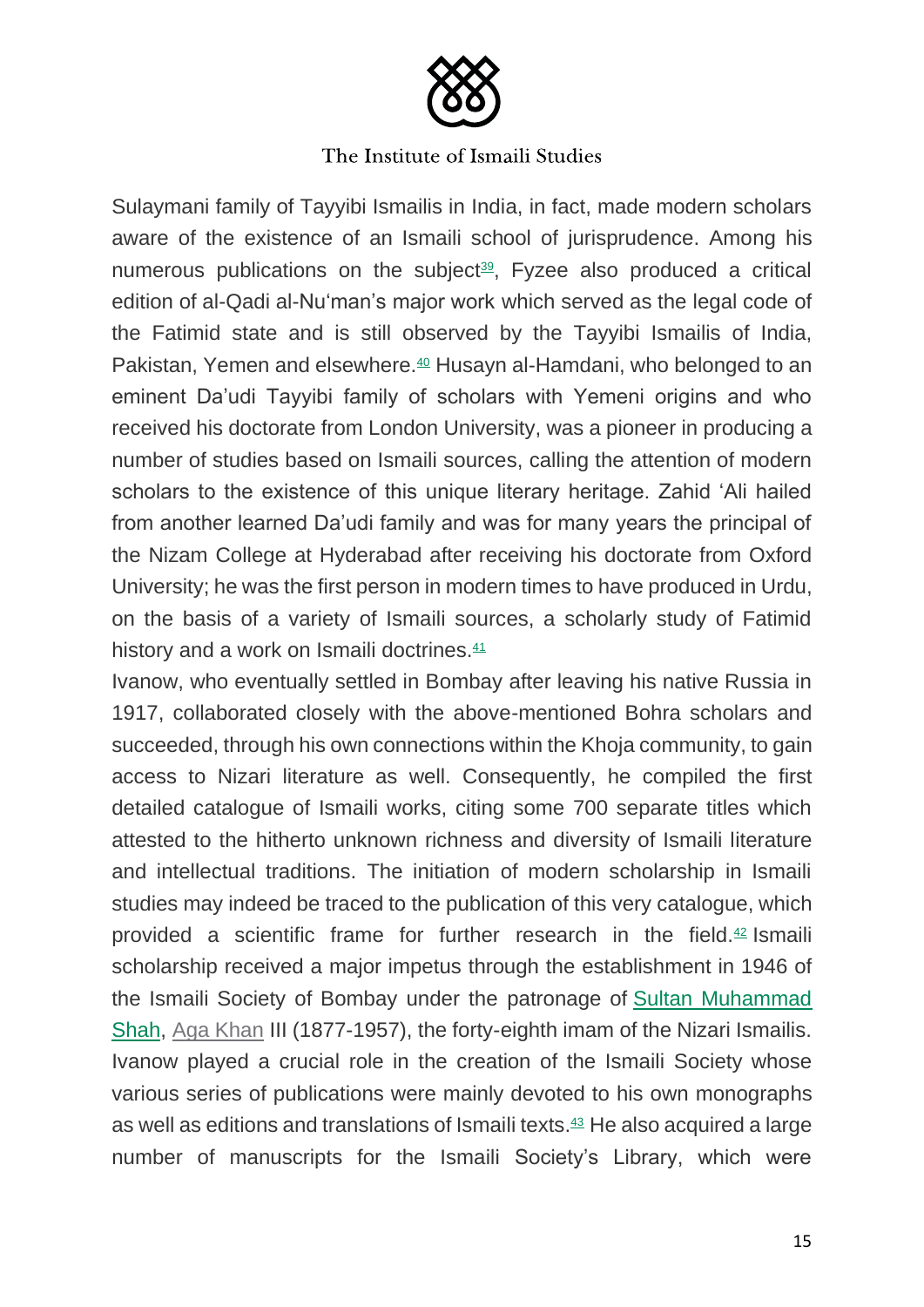Sulaymani family of Tayyibi Ismailis in India, in fact, made modern scholars aware of the existence of an Ismaili school of jurisprudence. Among his numerous publications on the subject[39], Fyzee also produced a critical edition of al-Qadi al-Nu'man's major work which served as the legal code of the Fatimid state and is still observed by the Tayyibi Ismailis of India, Pakistan, Yemen and elsewhere.[40] Husayn al-Hamdani, who belonged to an eminent Da'udi Tayyibi family of scholars with Yemeni origins and who received his doctorate from London University, was a pioneer in producing a number of studies based on Ismaili sources, calling the attention of modern scholars to the existence of this unique literary heritage. Zahid 'Ali hailed from another learned Da'udi family and was for many years the principal of the Nizam College at Hyderabad after receiving his doctorate from Oxford University; he was the first person in modern times to have produced in Urdu, on the basis of a variety of Ismaili sources, a scholarly study of Fatimid history and a work on Ismaili doctrines.[41]

Ivanow, who eventually settled in Bombay after leaving his native Russia in 1917, collaborated closely with the above-mentioned Bohra scholars and succeeded, through his own connections within the Khoja community, to gain access to Nizari literature as well. Consequently, he compiled the first detailed catalogue of Ismaili works, citing some 700 separate titles which attested to the hitherto unknown richness and diversity of Ismaili literature and intellectual traditions. The initiation of modern scholarship in Ismaili studies may indeed be traced to the publication of this very catalogue, which provided a scientific frame for further research in the field.[42] Ismaili scholarship received a major impetus through the establishment in 1946 of the Ismaili Society of Bombay under the patronage of Sultan Muhammad Shah, Aga Khan III (1877-1957), the forty-eighth imam of the Nizari Ismailis. Ivanow played a crucial role in the creation of the Ismaili Society whose various series of publications were mainly devoted to his own monographs as well as editions and translations of Ismaili texts.[43] He also acquired a large number of manuscripts for the Ismaili Society's Library, which were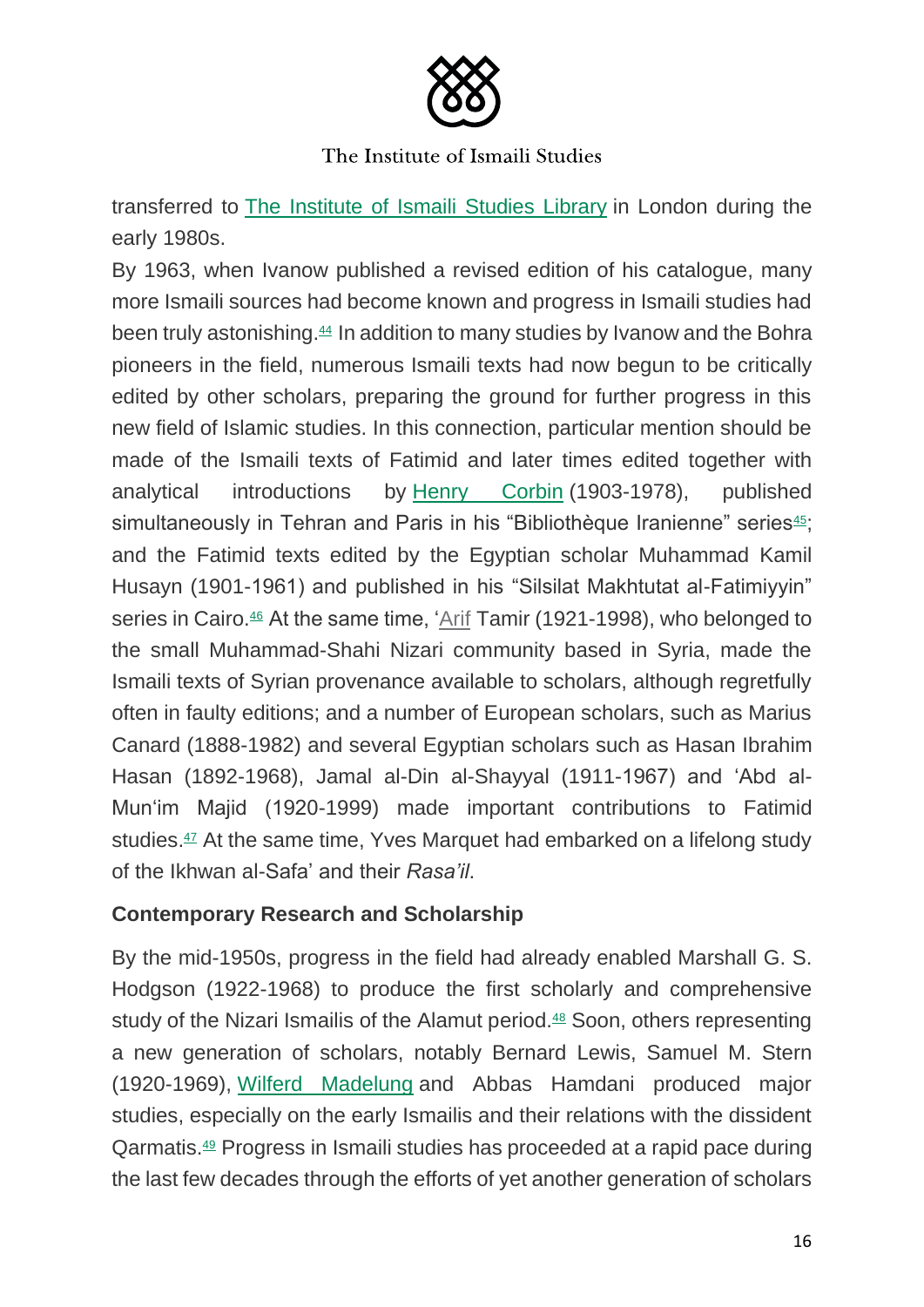transferred to The Institute of Ismaili Studies Library in London during the early 1980s.

By 1963, when Ivanow published a revised edition of his catalogue, many more Ismaili sources had become known and progress in Ismaili studies had been truly astonishing.[44] In addition to many studies by Ivanow and the Bohra pioneers in the field, numerous Ismaili texts had now begun to be critically edited by other scholars, preparing the ground for further progress in this new field of Islamic studies. In this connection, particular mention should be made of the Ismaili texts of Fatimid and later times edited together with analytical introductions by Henry Corbin (1903-1978), published simultaneously in Tehran and Paris in his "Bibliothèque Iranienne" series[45]; and the Fatimid texts edited by the Egyptian scholar Muhammad Kamil Husayn (1901-1961) and published in his "Silsilat Makhtutat al-Fatimiyyin" series in Cairo.[46] At the same time, 'Arif Tamir (1921-1998), who belonged to the small Muhammad-Shahi Nizari community based in Syria, made the Ismaili texts of Syrian provenance available to scholars, although regretfully often in faulty editions; and a number of European scholars, such as Marius Canard (1888-1982) and several Egyptian scholars such as Hasan Ibrahim Hasan (1892-1968), Jamal al-Din al-Shayyal (1911-1967) and 'Abd al-Mun'im Majid (1920-1999) made important contributions to Fatimid studies.[47] At the same time, Yves Marquet had embarked on a lifelong study of the Ikhwan al-Safa' and their *Rasa'il*.

### Contemporary Research and Scholarship

By the mid-1950s, progress in the field had already enabled Marshall G. S. Hodgson (1922-1968) to produce the first scholarly and comprehensive study of the Nizari Ismailis of the Alamut period.[48] Soon, others representing a new generation of scholars, notably Bernard Lewis, Samuel M. Stern (1920-1969), Wilferd Madelung and Abbas Hamdani produced major studies, especially on the early Ismailis and their relations with the dissident Qarmatis.[49] Progress in Ismaili studies has proceeded at a rapid pace during the last few decades through the efforts of yet another generation of scholars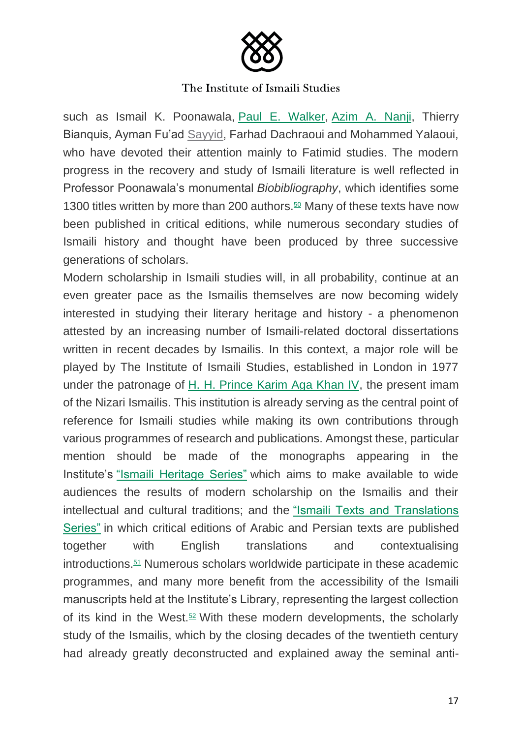such as Ismail K. Poonawala, Paul E. Walker, Azim A. Nanji, Thierry Bianquis, Ayman Fu'ad Sayyid, Farhad Dachraoui and Mohammed Yalaoui, who have devoted their attention mainly to Fatimid studies. The modern progress in the recovery and study of Ismaili literature is well reflected in Professor Poonawala's monumental *Biobibliography*, which identifies some 1300 titles written by more than 200 authors.[50] Many of these texts have now been published in critical editions, while numerous secondary studies of Ismaili history and thought have been produced by three successive generations of scholars.

Modern scholarship in Ismaili studies will, in all probability, continue at an even greater pace as the Ismailis themselves are now becoming widely interested in studying their literary heritage and history - a phenomenon attested by an increasing number of Ismaili-related doctoral dissertations written in recent decades by Ismailis. In this context, a major role will be played by The Institute of Ismaili Studies, established in London in 1977 under the patronage of H. H. Prince Karim Aga Khan IV, the present imam of the Nizari Ismailis. This institution is already serving as the central point of reference for Ismaili studies while making its own contributions through various programmes of research and publications. Amongst these, particular mention should be made of the monographs appearing in the Institute's "Ismaili Heritage Series" which aims to make available to wide audiences the results of modern scholarship on the Ismailis and their intellectual and cultural traditions; and the "Ismaili Texts and Translations Series" in which critical editions of Arabic and Persian texts are published together with English translations and contextualising introductions.[51] Numerous scholars worldwide participate in these academic programmes, and many more benefit from the accessibility of the Ismaili manuscripts held at the Institute's Library, representing the largest collection of its kind in the West.[52] With these modern developments, the scholarly study of the Ismailis, which by the closing decades of the twentieth century had already greatly deconstructed and explained away the seminal anti-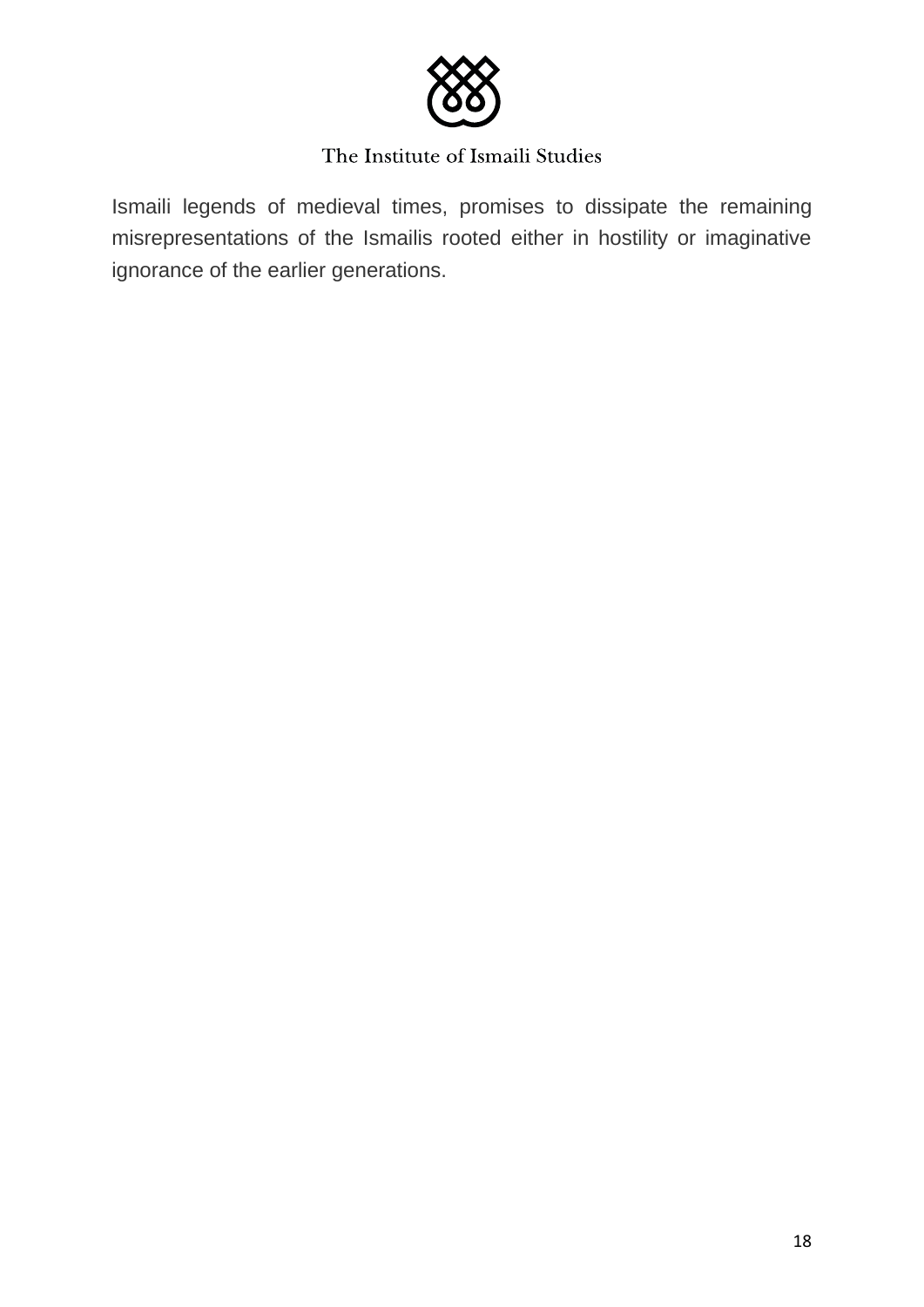Ismaili legends of medieval times, promises to dissipate the remaining misrepresentations of the Ismailis rooted either in hostility or imaginative ignorance of the earlier generations.